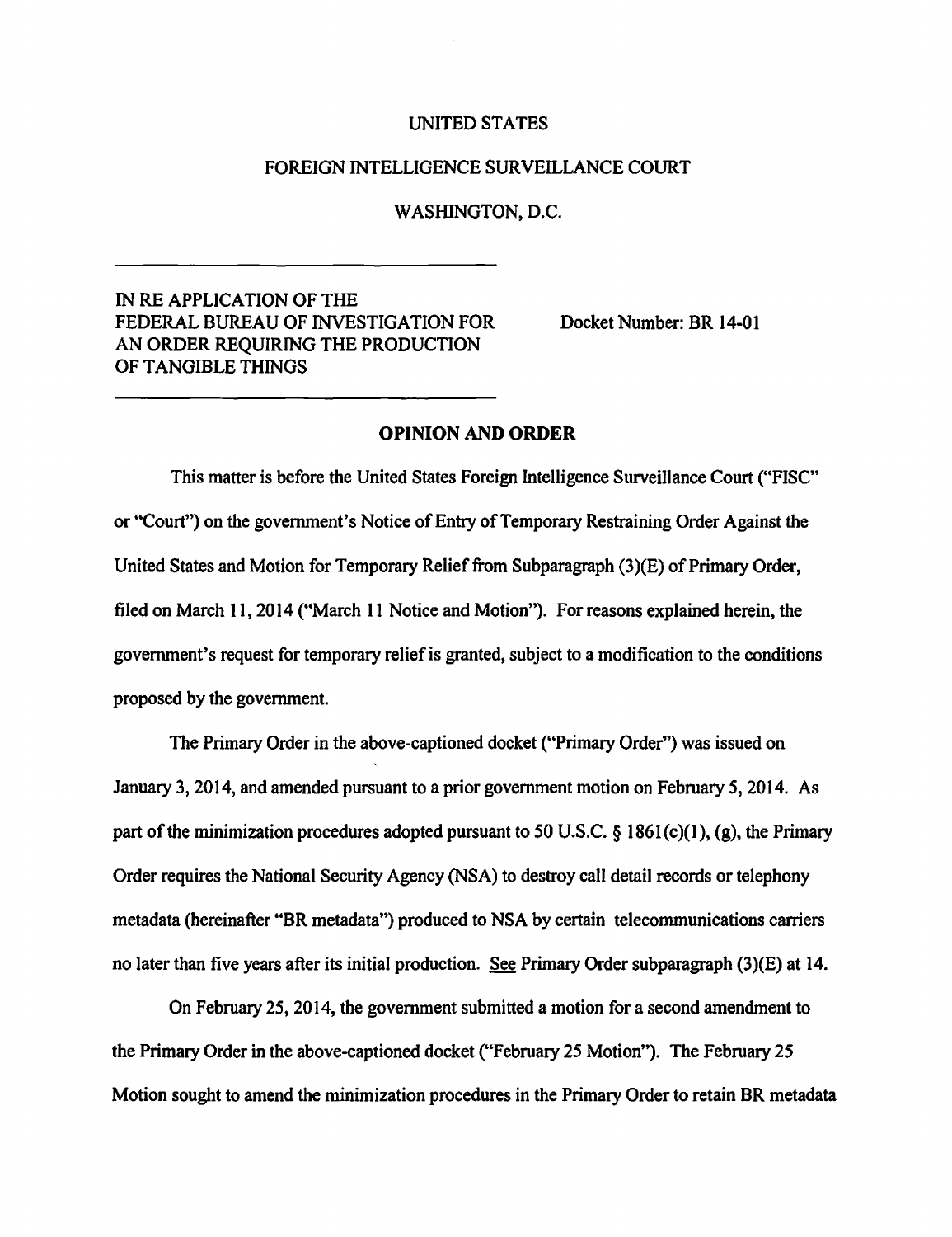UNITED STATES

FOREIGN INTELLIGENCE SURVEILLANCE COURT

WASHINGTON, D.C.

IN RE APPLICATION OF THE FEDERAL BUREAU OF INVESTIGATION FOR AN ORDER REQUIRING THE PRODUCTION OF TANGIBLE THINGS

Docket Number: BR 14-01

## OPINION AND ORDER

This matter is before the United States Foreign Intelligence Surveillance Court ("FISC" or "Court") on the government's Notice of Entry of Temporary Restraining Order Against the United States and Motion for Temporary Relief from Subparagraph (3)(E) of Primary Order, filed on March 11, 2014 ("March 11 Notice and Motion"). For reasons explained herein, the government's request for temporary relief is granted, subject to a modification to the conditions proposed by the government.

The Primary Order in the above-captioned docket ("Primary Order") was issued on January 3, 2014, and amended pursuant to a prior government motion on February 5, 2014. As part of the minimization procedures adopted pursuant to 50 U.S.C. § 1861(c)(1), (g), the Primary Order requires the National Security Agency (NSA) to destroy call detail records or telephony metadata (hereinafter "BR metadata") produced to NSA by certain telecommunications carriers no later than five years after its initial production. See Primary Order subparagraph (3)(E) at 14.

On February 25, 2014, the government submitted a motion for a second amendment to the Primary Order in the above-captioned docket ("February 25 Motion"). The February 25 Motion sought to amend the minimization procedures in the Primary Order to retain BR metadata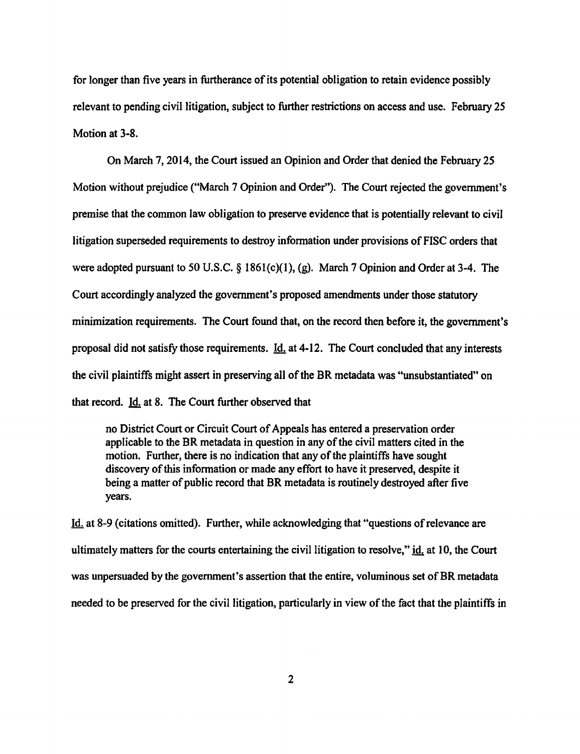for longer than five years in furtherance of its potential obligation to retain evidence possibly relevant to pending civil litigation, subject to further restrictions on access and use. February 25 Motion at 3-8.

On March 7, 2014, the Court issued an Opinion and Order that denied the February 25 Motion without prejudice ("March 7 Opinion and Order"). The Court rejected the government's premise that the common law obligation to preserve evidence that is potentially relevant to civil litigation superseded requirements to destroy information under provisions of FISC orders that were adopted pursuant to 50 U.S.C. § 1861(c)(1), (g). March 7 Opinion and Order at 3-4. The Court accordingly analyzed the government's proposed amendments under those statutory minimization requirements. The Court found that, on the record then before it, the government's proposal did not satisfy those requirements. Id. at 4-12. The Court concluded that any interests the civil plaintiffs might assert in preserving all of the BR metadata was "unsubstantiated" on that record. Id. at 8. The Court further observed that

> no District Court or Circuit Court of Appeals has entered a preservation order applicable to the BR metadata in question in any of the civil matters cited in the motion. Further, there is no indication that any of the plaintiffs have sought discovery of this information or made any effort to have it preserved, despite it being a matter of public record that BR metadata is routinely destroyed after five years.

Id. at 8-9 (citations omitted). Further, while acknowledging that "questions of relevance are ultimately matters for the courts entertaining the civil litigation to resolve," id. at 10, the Court was unpersuaded by the government's assertion that the entire, voluminous set of BR metadata needed to be preserved for the civil litigation, particularly in view of the fact that the plaintiffs in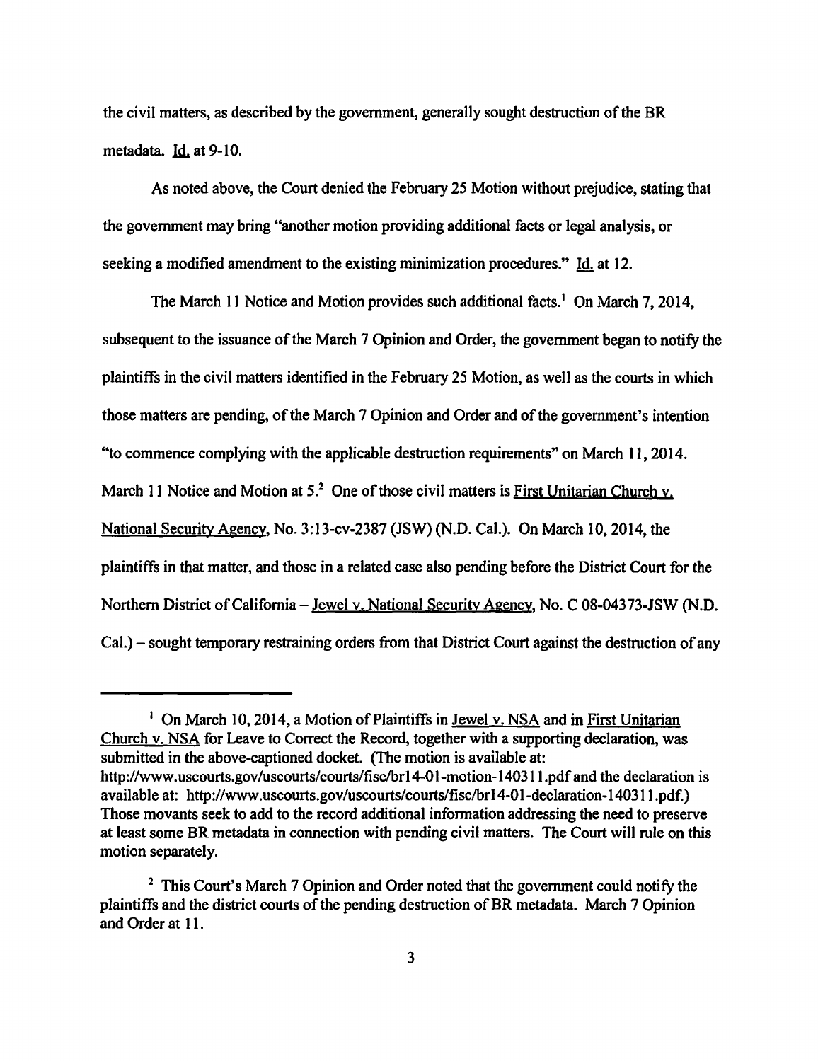the civil matters, as described by the government, generally sought destruction of the BR metadata. Id. at 9-10.

As noted above, the Court denied the February 25 Motion without prejudice, stating that the government may bring "another motion providing additional facts or legal analysis, or seeking a modified amendment to the existing minimization procedures." Id. at 12.

The March 11 Notice and Motion provides such additional facts.[1] On March 7, 2014, subsequent to the issuance of the March 7 Opinion and Order, the government began to notify the plaintiffs in the civil matters identified in the February 25 Motion, as well as the courts in which those matters are pending, of the March 7 Opinion and Order and of the government's intention "to commence complying with the applicable destruction requirements" on March 11, 2014. March 11 Notice and Motion at 5.[2] One of those civil matters is First Unitarian Church v. National Security Agency, No. 3:13-cv-2387 (JSW) (N.D. Cal.). On March 10, 2014, the plaintiffs in that matter, and those in a related case also pending before the District Court for the Northern District of California – Jewel v. National Security Agency, No. C 08-04373-JSW (N.D. Cal.) – sought temporary restraining orders from that District Court against the destruction of any

---

[1] On March 10, 2014, a Motion of Plaintiffs in Jewel v. NSA and in First Unitarian Church v. NSA for Leave to Correct the Record, together with a supporting declaration, was submitted in the above-captioned docket. (The motion is available at: http://www.uscourts.gov/uscourts/courts/fisc/br14-01-motion-140311.pdf and the declaration is available at: http://www.uscourts.gov/uscourts/courts/fisc/br14-01-declaration-140311.pdf.) Those movants seek to add to the record additional information addressing the need to preserve at least some BR metadata in connection with pending civil matters. The Court will rule on this motion separately.

[2] This Court's March 7 Opinion and Order noted that the government could notify the plaintiffs and the district courts of the pending destruction of BR metadata. March 7 Opinion and Order at 11.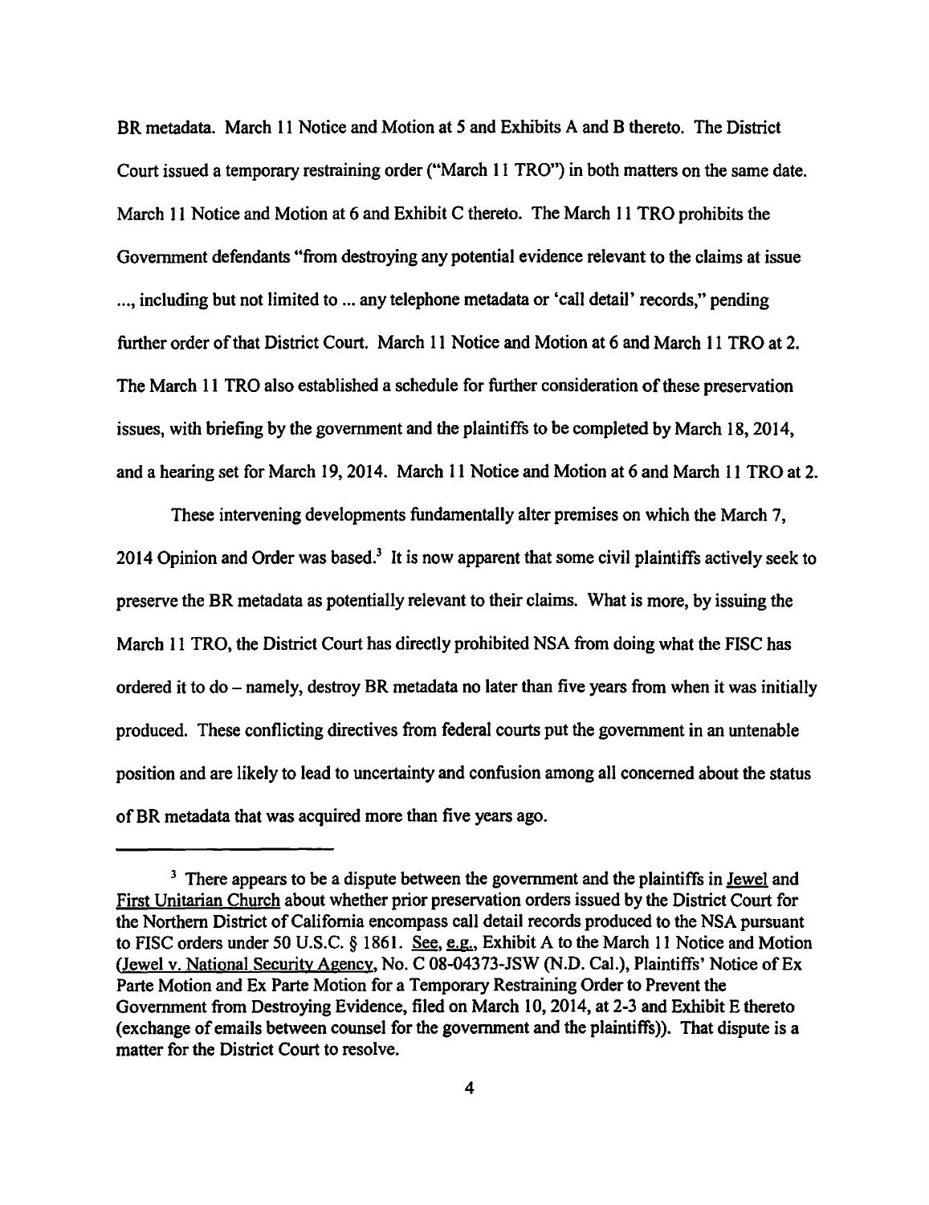BR metadata. March 11 Notice and Motion at 5 and Exhibits A and B thereto. The District Court issued a temporary restraining order ("March 11 TRO") in both matters on the same date. March 11 Notice and Motion at 6 and Exhibit C thereto. The March 11 TRO prohibits the Government defendants "from destroying any potential evidence relevant to the claims at issue ..., including but not limited to ... any telephone metadata or 'call detail' records," pending further order of that District Court. March 11 Notice and Motion at 6 and March 11 TRO at 2. The March 11 TRO also established a schedule for further consideration of these preservation issues, with briefing by the government and the plaintiffs to be completed by March 18, 2014, and a hearing set for March 19, 2014. March 11 Notice and Motion at 6 and March 11 TRO at 2.

These intervening developments fundamentally alter premises on which the March 7, 2014 Opinion and Order was based.[3] It is now apparent that some civil plaintiffs actively seek to preserve the BR metadata as potentially relevant to their claims. What is more, by issuing the March 11 TRO, the District Court has directly prohibited NSA from doing what the FISC has ordered it to do – namely, destroy BR metadata no later than five years from when it was initially produced. These conflicting directives from federal courts put the government in an untenable position and are likely to lead to uncertainty and confusion among all concerned about the status of BR metadata that was acquired more than five years ago.

---

[3] There appears to be a dispute between the government and the plaintiffs in Jewel and First Unitarian Church about whether prior preservation orders issued by the District Court for the Northern District of California encompass call detail records produced to the NSA pursuant to FISC orders under 50 U.S.C. § 1861. See, e.g., Exhibit A to the March 11 Notice and Motion (Jewel v. National Security Agency, No. C 08-04373-JSW (N.D. Cal.), Plaintiffs' Notice of Ex Parte Motion and Ex Parte Motion for a Temporary Restraining Order to Prevent the Government from Destroying Evidence, filed on March 10, 2014, at 2-3 and Exhibit E thereto (exchange of emails between counsel for the government and the plaintiffs)). That dispute is a matter for the District Court to resolve.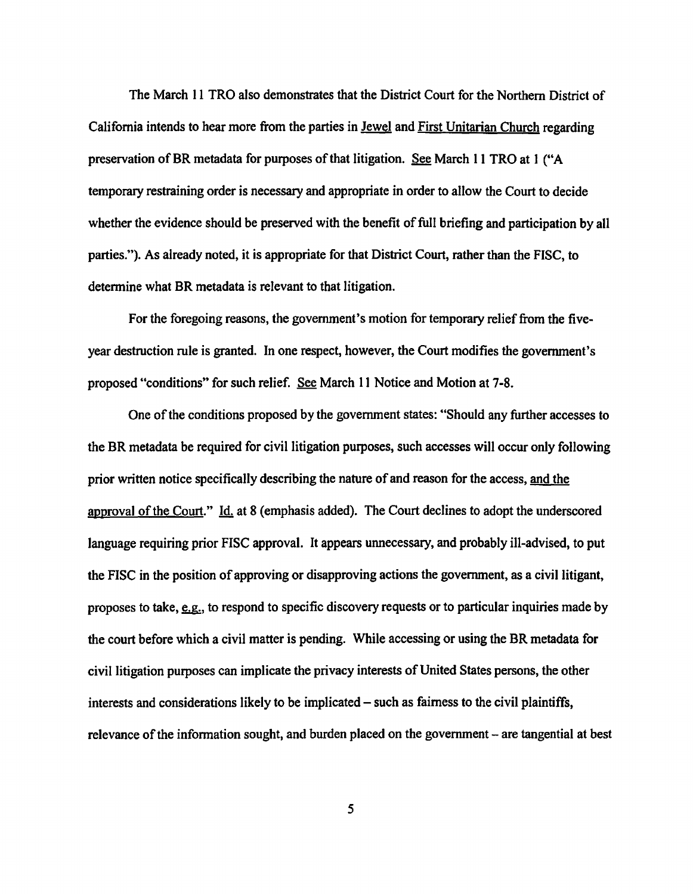The March 11 TRO also demonstrates that the District Court for the Northern District of California intends to hear more from the parties in Jewel and First Unitarian Church regarding preservation of BR metadata for purposes of that litigation. See March 11 TRO at 1 ("A temporary restraining order is necessary and appropriate in order to allow the Court to decide whether the evidence should be preserved with the benefit of full briefing and participation by all parties."). As already noted, it is appropriate for that District Court, rather than the FISC, to determine what BR metadata is relevant to that litigation.

For the foregoing reasons, the government's motion for temporary relief from the five-year destruction rule is granted. In one respect, however, the Court modifies the government's proposed "conditions" for such relief. See March 11 Notice and Motion at 7-8.

One of the conditions proposed by the government states: "Should any further accesses to the BR metadata be required for civil litigation purposes, such accesses will occur only following prior written notice specifically describing the nature of and reason for the access, and the approval of the Court." Id. at 8 (emphasis added). The Court declines to adopt the underscored language requiring prior FISC approval. It appears unnecessary, and probably ill-advised, to put the FISC in the position of approving or disapproving actions the government, as a civil litigant, proposes to take, e.g., to respond to specific discovery requests or to particular inquiries made by the court before which a civil matter is pending. While accessing or using the BR metadata for civil litigation purposes can implicate the privacy interests of United States persons, the other interests and considerations likely to be implicated – such as fairness to the civil plaintiffs, relevance of the information sought, and burden placed on the government – are tangential at best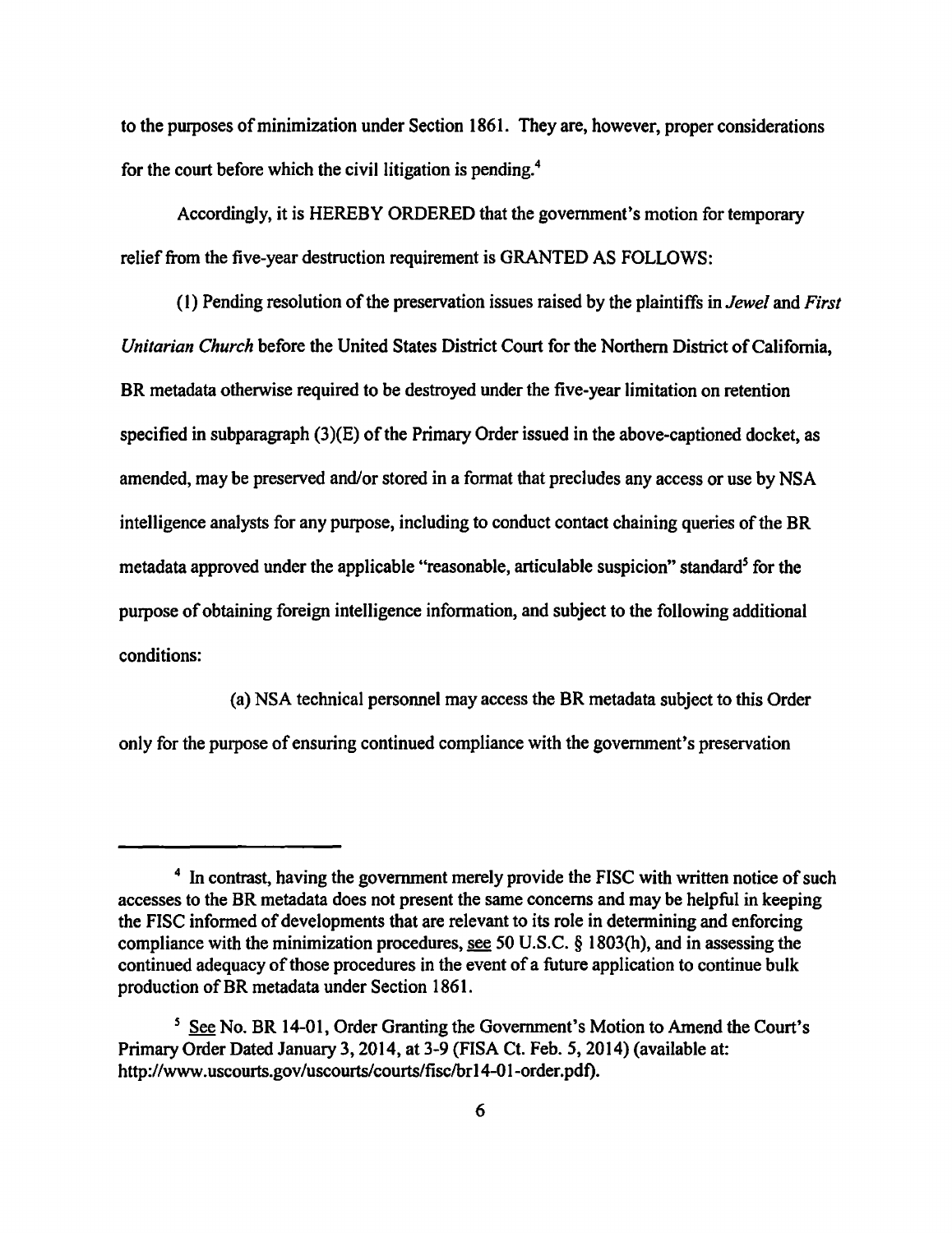to the purposes of minimization under Section 1861. They are, however, proper considerations for the court before which the civil litigation is pending.[4]

Accordingly, it is HEREBY ORDERED that the government's motion for temporary relief from the five-year destruction requirement is GRANTED AS FOLLOWS:

(1) Pending resolution of the preservation issues raised by the plaintiffs in *Jewel* and *First Unitarian Church* before the United States District Court for the Northern District of California, BR metadata otherwise required to be destroyed under the five-year limitation on retention specified in subparagraph (3)(E) of the Primary Order issued in the above-captioned docket, as amended, may be preserved and/or stored in a format that precludes any access or use by NSA intelligence analysts for any purpose, including to conduct contact chaining queries of the BR metadata approved under the applicable "reasonable, articulable suspicion" standard[5] for the purpose of obtaining foreign intelligence information, and subject to the following additional conditions:

(a) NSA technical personnel may access the BR metadata subject to this Order only for the purpose of ensuring continued compliance with the government's preservation

---

[4] In contrast, having the government merely provide the FISC with written notice of such accesses to the BR metadata does not present the same concerns and may be helpful in keeping the FISC informed of developments that are relevant to its role in determining and enforcing compliance with the minimization procedures, see 50 U.S.C. § 1803(h), and in assessing the continued adequacy of those procedures in the event of a future application to continue bulk production of BR metadata under Section 1861.

[5] See No. BR 14-01, Order Granting the Government's Motion to Amend the Court's Primary Order Dated January 3, 2014, at 3-9 (FISA Ct. Feb. 5, 2014) (available at: http://www.uscourts.gov/uscourts/courts/fisc/br14-01-order.pdf).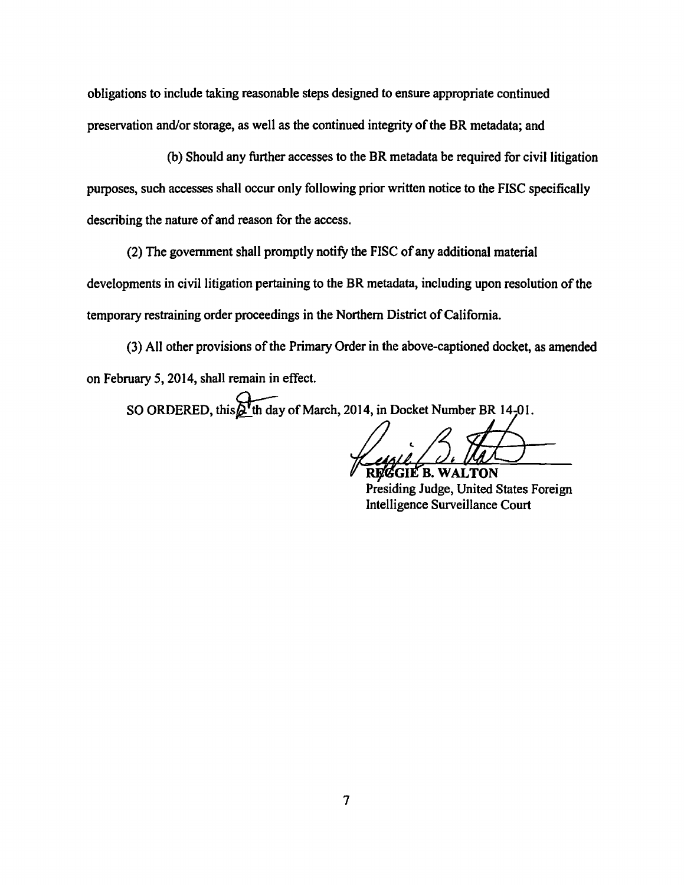obligations to include taking reasonable steps designed to ensure appropriate continued preservation and/or storage, as well as the continued integrity of the BR metadata; and

(b) Should any further accesses to the BR metadata be required for civil litigation purposes, such accesses shall occur only following prior written notice to the FISC specifically describing the nature of and reason for the access.

(2) The government shall promptly notify the FISC of any additional material developments in civil litigation pertaining to the BR metadata, including upon resolution of the temporary restraining order proceedings in the Northern District of California.

(3) All other provisions of the Primary Order in the above-captioned docket, as amended on February 5, 2014, shall remain in effect.

SO ORDERED, this 21th day of March, 2014, in Docket Number BR 14-01.

REGGIE B. WALTON
Presiding Judge, United States Foreign Intelligence Surveillance Court